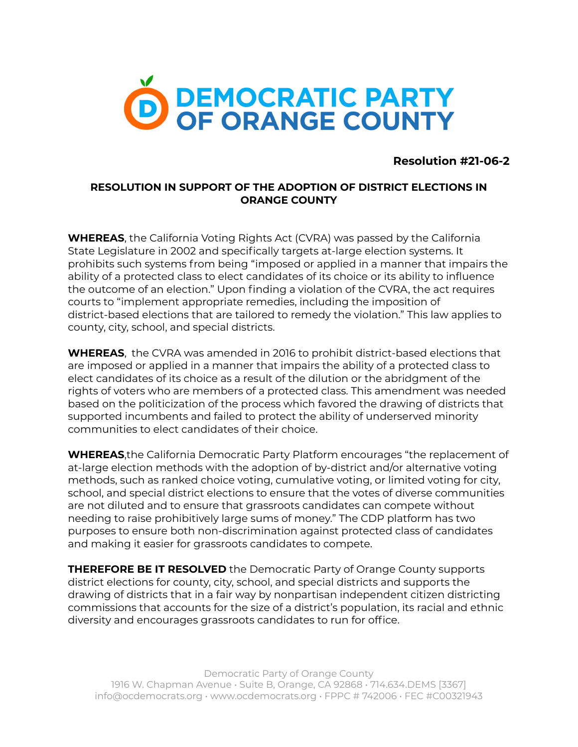# DEMOCRATIC PARTY OF ORANGE COUNTY

**Resolution #21-06-2**

## RESOLUTION IN SUPPORT OF THE ADOPTION OF DISTRICT ELECTIONS IN ORANGE COUNTY

**WHEREAS**, the California Voting Rights Act (CVRA) was passed by the California State Legislature in 2002 and specifically targets at-large election systems. It prohibits such systems from being "imposed or applied in a manner that impairs the ability of a protected class to elect candidates of its choice or its ability to influence the outcome of an election." Upon finding a violation of the CVRA, the act requires courts to "implement appropriate remedies, including the imposition of district-based elections that are tailored to remedy the violation." This law applies to county, city, school, and special districts.

**WHEREAS**, the CVRA was amended in 2016 to prohibit district-based elections that are imposed or applied in a manner that impairs the ability of a protected class to elect candidates of its choice as a result of the dilution or the abridgment of the rights of voters who are members of a protected class. This amendment was needed based on the politicization of the process which favored the drawing of districts that supported incumbents and failed to protect the ability of underserved minority communities to elect candidates of their choice.

**WHEREAS**,the California Democratic Party Platform encourages "the replacement of at-large election methods with the adoption of by-district and/or alternative voting methods, such as ranked choice voting, cumulative voting, or limited voting for city, school, and special district elections to ensure that the votes of diverse communities are not diluted and to ensure that grassroots candidates can compete without needing to raise prohibitively large sums of money." The CDP platform has two purposes to ensure both non-discrimination against protected class of candidates and making it easier for grassroots candidates to compete.

**THEREFORE BE IT RESOLVED** the Democratic Party of Orange County supports district elections for county, city, school, and special districts and supports the drawing of districts that in a fair way by nonpartisan independent citizen districting commissions that accounts for the size of a district's population, its racial and ethnic diversity and encourages grassroots candidates to run for office.

Democratic Party of Orange County
1916 W. Chapman Avenue • Suite B, Orange, CA 92868 • 714.634.DEMS [3367]
info@ocdemocrats.org • www.ocdemocrats.org • FPPC # 742006 • FEC #C00321943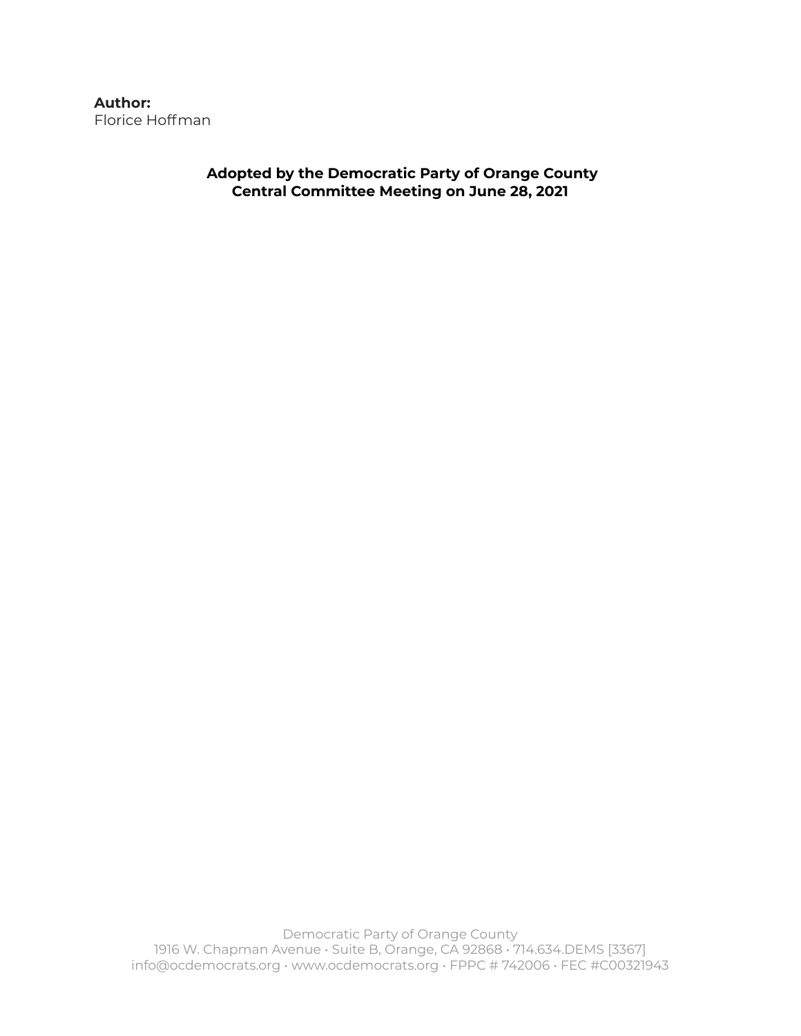**Author:**
Florice Hoffman

**Adopted by the Democratic Party of Orange County Central Committee Meeting on June 28, 2021**